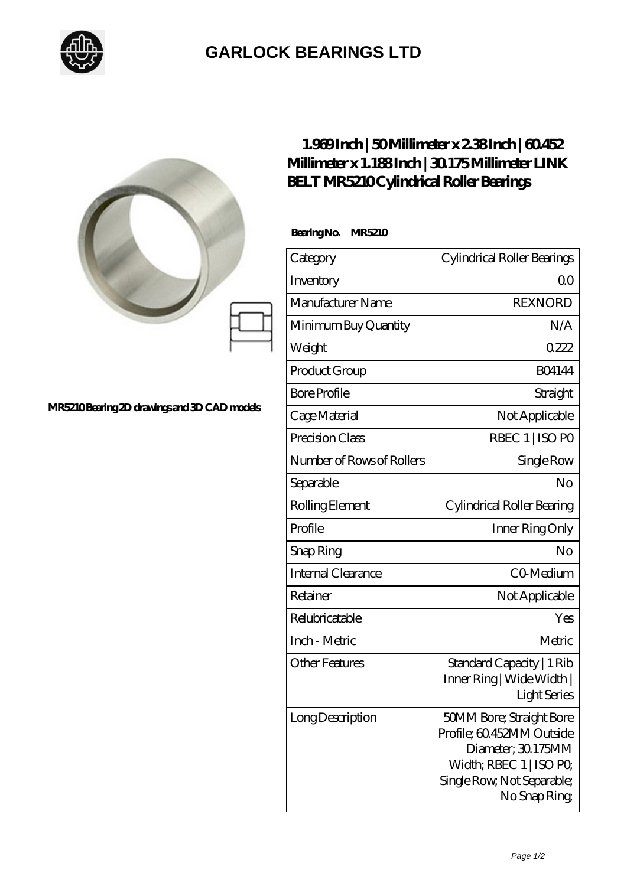# GARLOCK BEARINGS LTD

MR5210 Bearing 2D drawings and 3D CAD models

## 1.969 Inch | 50 Millimeter x 2.38 Inch | 60.452 Millimeter x 1.188 Inch | 30.175 Millimeter LINK BELT MR5210 Cylindrical Roller Bearings

**Bearing No. MR5210**

| Category | Cylindrical Roller Bearings |
|---|---|
| Inventory | 0.0 |
| Manufacturer Name | REXNORD |
| Minimum Buy Quantity | N/A |
| Weight | 0.222 |
| Product Group | B04144 |
| Bore Profile | Straight |
| Cage Material | Not Applicable |
| Precision Class | RBEC 1 \| ISO P0 |
| Number of Rows of Rollers | Single Row |
| Separable | No |
| Rolling Element | Cylindrical Roller Bearing |
| Profile | Inner Ring Only |
| Snap Ring | No |
| Internal Clearance | C0-Medium |
| Retainer | Not Applicable |
| Relubricatable | Yes |
| Inch - Metric | Metric |
| Other Features | Standard Capacity \| 1 Rib Inner Ring \| Wide Width \| Light Series |
| Long Description | 50MM Bore; Straight Bore Profile; 60.452MM Outside Diameter; 30.175MM Width; RBEC 1 \| ISO P0; Single Row; Not Separable; No Snap Ring; |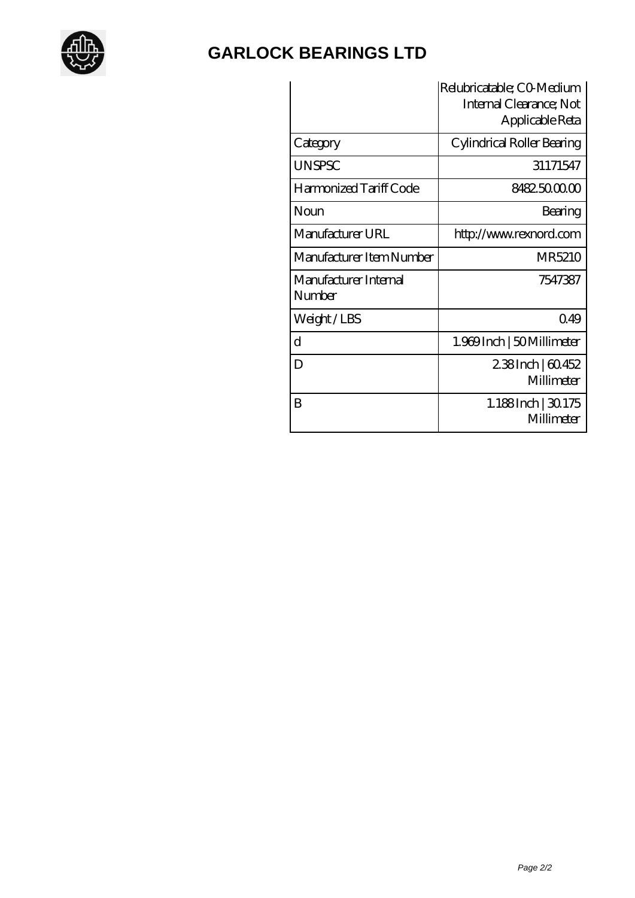# GARLOCK BEARINGS LTD

| | |
|---|---|
| | Relubricatable; C0-Medium Internal Clearance; Not Applicable Reta |
| Category | Cylindrical Roller Bearing |
| UNSPSC | 31171547 |
| Harmonized Tariff Code | 8482.50.00.00 |
| Noun | Bearing |
| Manufacturer URL | http://www.rexnord.com |
| Manufacturer Item Number | MR5210 |
| Manufacturer Internal Number | 7547387 |
| Weight / LBS | 0.49 |
| d | 1.969 Inch \| 50 Millimeter |
| D | 2.38 Inch \| 60.452 Millimeter |
| B | 1.188 Inch \| 30.175 Millimeter |